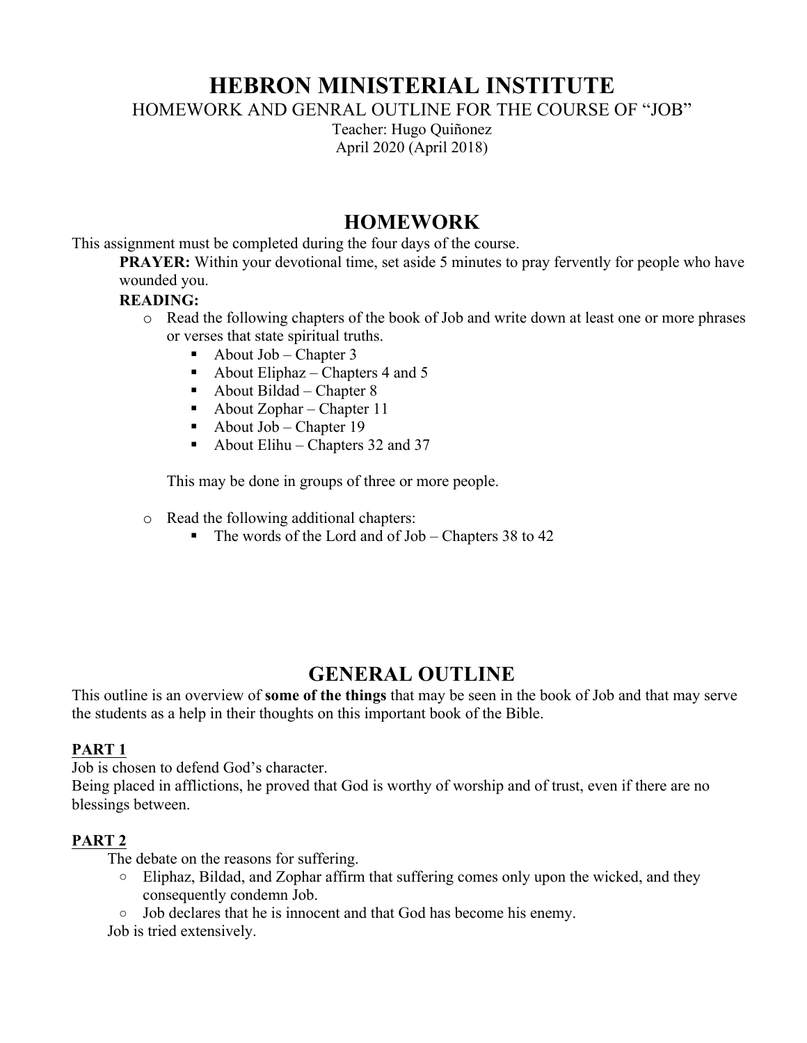# HEBRON MINISTERIAL INSTITUTE

HOMEWORK AND GENRAL OUTLINE FOR THE COURSE OF "JOB"

Teacher: Hugo Quiñonez

April 2020 (April 2018)

## HOMEWORK

This assignment must be completed during the four days of the course.

**PRAYER:** Within your devotional time, set aside 5 minutes to pray fervently for people who have wounded you.

**READING:**

- Read the following chapters of the book of Job and write down at least one or more phrases or verses that state spiritual truths.
  - About Job – Chapter 3
  - About Eliphaz – Chapters 4 and 5
  - About Bildad – Chapter 8
  - About Zophar – Chapter 11
  - About Job – Chapter 19
  - About Elihu – Chapters 32 and 37

  This may be done in groups of three or more people.

- Read the following additional chapters:
  - The words of the Lord and of Job – Chapters 38 to 42

## GENERAL OUTLINE

This outline is an overview of **some of the things** that may be seen in the book of Job and that may serve the students as a help in their thoughts on this important book of the Bible.

### PART 1

Job is chosen to defend God's character.

Being placed in afflictions, he proved that God is worthy of worship and of trust, even if there are no blessings between.

### PART 2

The debate on the reasons for suffering.

- Eliphaz, Bildad, and Zophar affirm that suffering comes only upon the wicked, and they consequently condemn Job.
- Job declares that he is innocent and that God has become his enemy.

Job is tried extensively.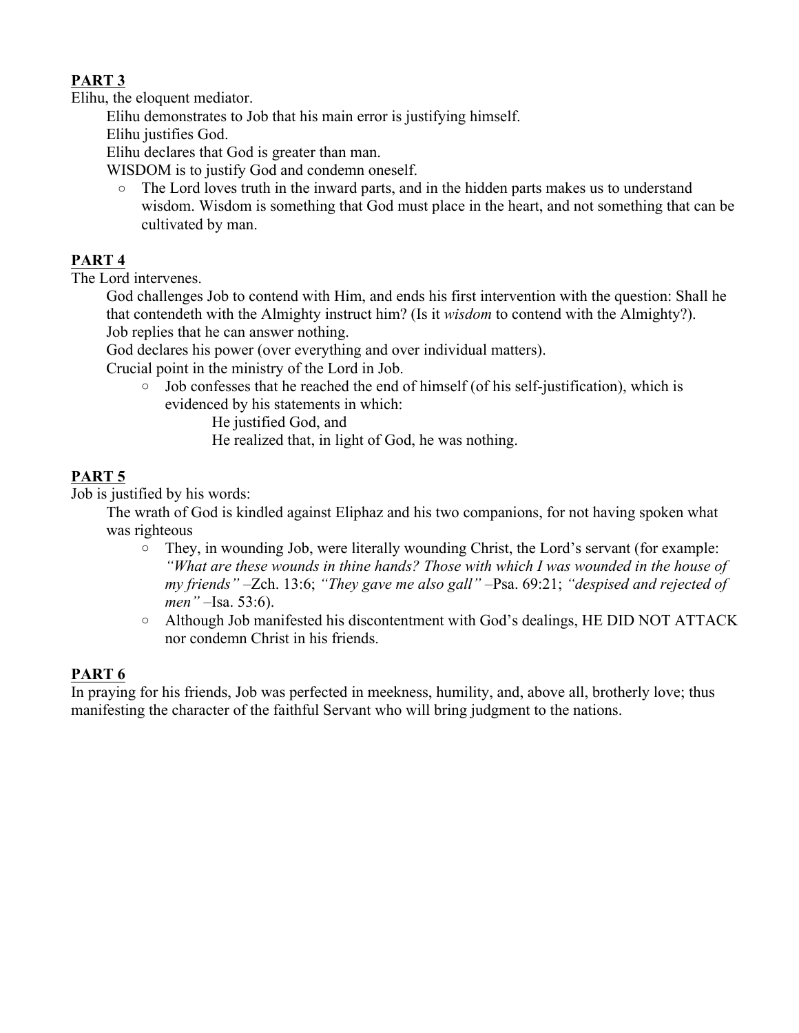**PART 3**

Elihu, the eloquent mediator.

- Elihu demonstrates to Job that his main error is justifying himself.
- Elihu justifies God.
- Elihu declares that God is greater than man.
- WISDOM is to justify God and condemn oneself.
  - The Lord loves truth in the inward parts, and in the hidden parts makes us to understand wisdom. Wisdom is something that God must place in the heart, and not something that can be cultivated by man.

**PART 4**

The Lord intervenes.

- God challenges Job to contend with Him, and ends his first intervention with the question: Shall he that contendeth with the Almighty instruct him? (Is it *wisdom* to contend with the Almighty?).
- Job replies that he can answer nothing.
- God declares his power (over everything and over individual matters).
- Crucial point in the ministry of the Lord in Job.
  - Job confesses that he reached the end of himself (of his self-justification), which is evidenced by his statements in which:
    - He justified God, and
    - He realized that, in light of God, he was nothing.

**PART 5**

Job is justified by his words:

- The wrath of God is kindled against Eliphaz and his two companions, for not having spoken what was righteous
  - They, in wounding Job, were literally wounding Christ, the Lord's servant (for example: *"What are these wounds in thine hands? Those with which I was wounded in the house of my friends"* –Zch. 13:6; *"They gave me also gall"* –Psa. 69:21; *"despised and rejected of men"* –Isa. 53:6).
  - Although Job manifested his discontentment with God's dealings, HE DID NOT ATTACK nor condemn Christ in his friends.

**PART 6**

In praying for his friends, Job was perfected in meekness, humility, and, above all, brotherly love; thus manifesting the character of the faithful Servant who will bring judgment to the nations.